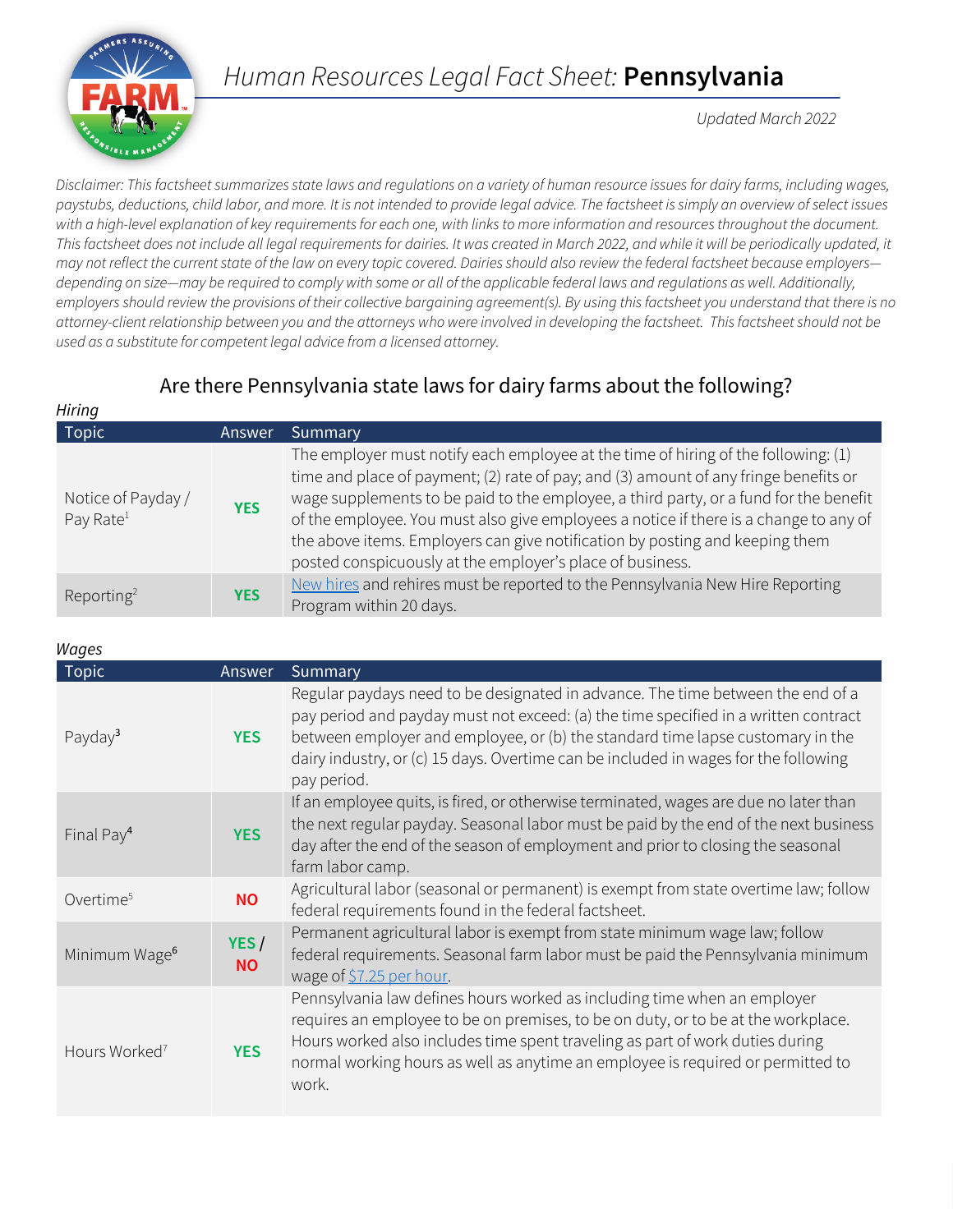# *Human Resources Legal Fact Sheet:* **Pennsylvania**

*Updated March 2022*

*Disclaimer: This factsheet summarizes state laws and regulations on a variety of human resource issues for dairy farms, including wages, paystubs, deductions, child labor, and more. It is not intended to provide legal advice. The factsheet is simply an overview of select issues with a high-level explanation of key requirements for each one, with links to more information and resources throughout the document. This factsheet does not include all legal requirements for dairies. It was created in March 2022, and while it will be periodically updated, it may not reflect the current state of the law on every topic covered. Dairies should also review the federal factsheet because employers—depending on size—may be required to comply with some or all of the applicable federal laws and regulations as well. Additionally, employers should review the provisions of their collective bargaining agreement(s). By using this factsheet you understand that there is no attorney-client relationship between you and the attorneys who were involved in developing the factsheet. This factsheet should not be used as a substitute for competent legal advice from a licensed attorney.*

## Are there Pennsylvania state laws for dairy farms about the following?

*Hiring*

| Topic | Answer | Summary |
|---|---|---|
| Notice of Payday / Pay Rate[1] | YES | The employer must notify each employee at the time of hiring of the following: (1) time and place of payment; (2) rate of pay; and (3) amount of any fringe benefits or wage supplements to be paid to the employee, a third party, or a fund for the benefit of the employee. You must also give employees a notice if there is a change to any of the above items. Employers can give notification by posting and keeping them posted conspicuously at the employer's place of business. |
| Reporting[2] | YES | New hires and rehires must be reported to the Pennsylvania New Hire Reporting Program within 20 days. |

*Wages*

| Topic | Answer | Summary |
|---|---|---|
| Payday[3] | YES | Regular paydays need to be designated in advance. The time between the end of a pay period and payday must not exceed: (a) the time specified in a written contract between employer and employee, or (b) the standard time lapse customary in the dairy industry, or (c) 15 days. Overtime can be included in wages for the following pay period. |
| Final Pay[4] | YES | If an employee quits, is fired, or otherwise terminated, wages are due no later than the next regular payday. Seasonal labor must be paid by the end of the next business day after the end of the season of employment and prior to closing the seasonal farm labor camp. |
| Overtime[5] | NO | Agricultural labor (seasonal or permanent) is exempt from state overtime law; follow federal requirements found in the federal factsheet. |
| Minimum Wage[6] | YES / NO | Permanent agricultural labor is exempt from state minimum wage law; follow federal requirements. Seasonal farm labor must be paid the Pennsylvania minimum wage of $7.25 per hour. |
| Hours Worked[7] | YES | Pennsylvania law defines hours worked as including time when an employer requires an employee to be on premises, to be on duty, or to be at the workplace. Hours worked also includes time spent traveling as part of work duties during normal working hours as well as anytime an employee is required or permitted to work. |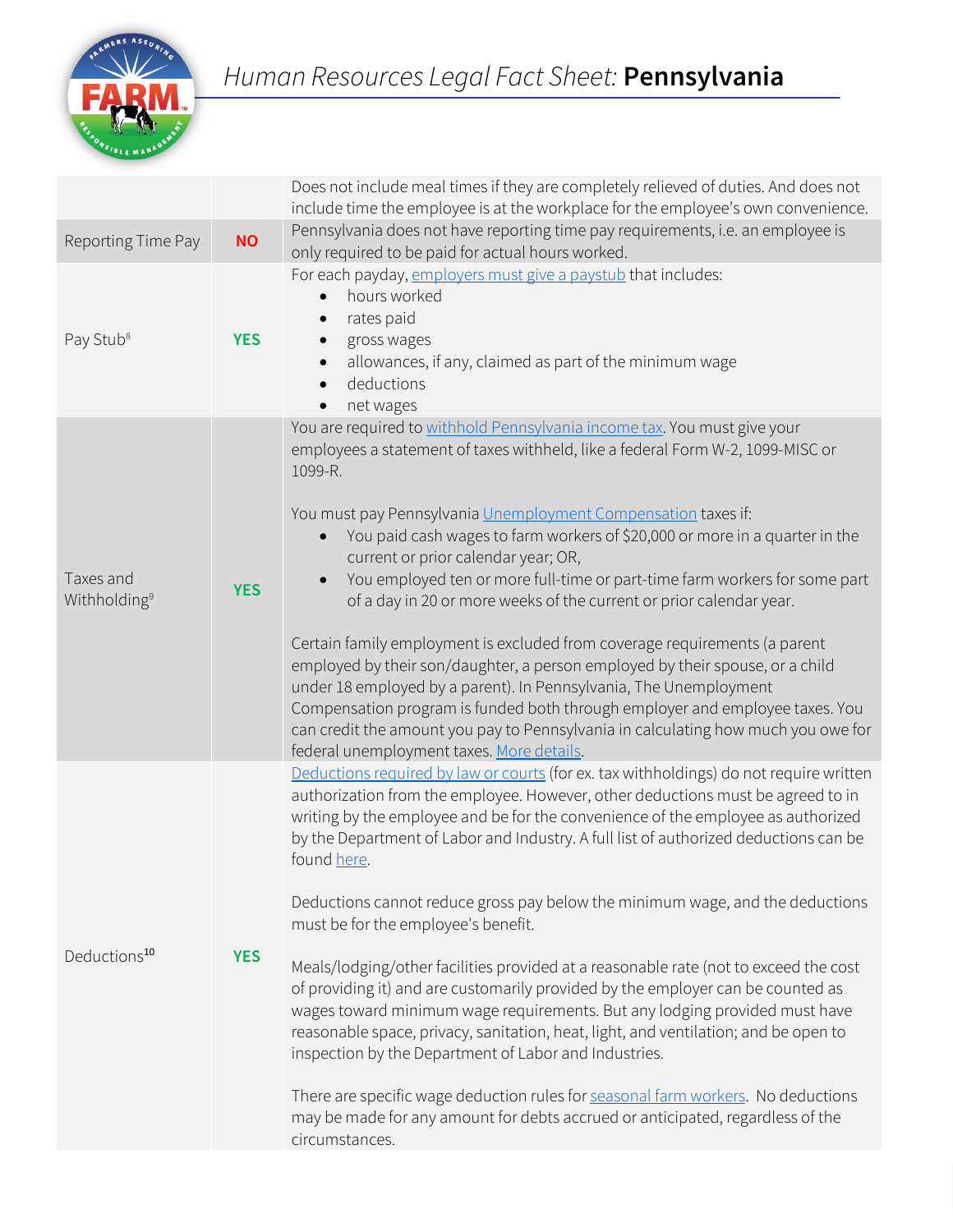# *Human Resources Legal Fact Sheet:* **Pennsylvania**

| | | |
|---|---|---|
| | | Does not include meal times if they are completely relieved of duties. And does not include time the employee is at the workplace for the employee's own convenience. |
| Reporting Time Pay | **NO** | Pennsylvania does not have reporting time pay requirements, i.e. an employee is only required to be paid for actual hours worked. |
| Pay Stub[8] | **YES** | For each payday, employers must give a paystub that includes: <ul><li>hours worked</li><li>rates paid</li><li>gross wages</li><li>allowances, if any, claimed as part of the minimum wage</li><li>deductions</li><li>net wages</li></ul> |
| Taxes and Withholding[9] | **YES** | You are required to withhold Pennsylvania income tax. You must give your employees a statement of taxes withheld, like a federal Form W-2, 1099-MISC or 1099-R.<br><br>You must pay Pennsylvania Unemployment Compensation taxes if: <ul><li>You paid cash wages to farm workers of $20,000 or more in a quarter in the current or prior calendar year; OR,</li><li>You employed ten or more full-time or part-time farm workers for some part of a day in 20 or more weeks of the current or prior calendar year.</li></ul>Certain family employment is excluded from coverage requirements (a parent employed by their son/daughter, a person employed by their spouse, or a child under 18 employed by a parent). In Pennsylvania, The Unemployment Compensation program is funded both through employer and employee taxes. You can credit the amount you pay to Pennsylvania in calculating how much you owe for federal unemployment taxes. More details. |
| Deductions[10] | **YES** | Deductions required by law or courts (for ex. tax withholdings) do not require written authorization from the employee. However, other deductions must be agreed to in writing by the employee and be for the convenience of the employee as authorized by the Department of Labor and Industry. A full list of authorized deductions can be found here.<br><br>Deductions cannot reduce gross pay below the minimum wage, and the deductions must be for the employee's benefit.<br><br>Meals/lodging/other facilities provided at a reasonable rate (not to exceed the cost of providing it) and are customarily provided by the employer can be counted as wages toward minimum wage requirements. But any lodging provided must have reasonable space, privacy, sanitation, heat, light, and ventilation; and be open to inspection by the Department of Labor and Industries.<br><br>There are specific wage deduction rules for seasonal farm workers. No deductions may be made for any amount for debts accrued or anticipated, regardless of the circumstances. |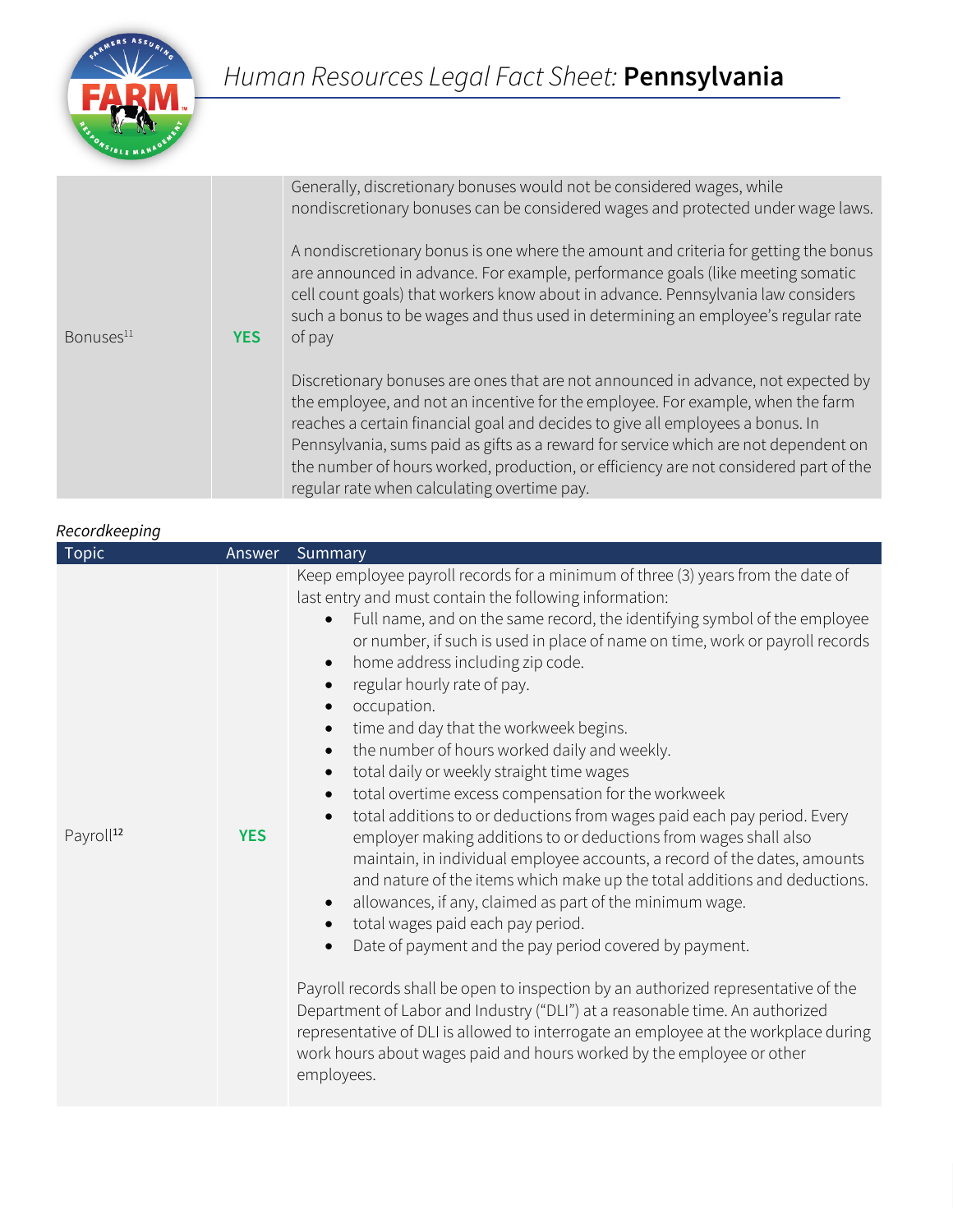# *Human Resources Legal Fact Sheet:* **Pennsylvania**

| | | |
|---|---|---|
| Bonuses[11] | **YES** | Generally, discretionary bonuses would not be considered wages, while nondiscretionary bonuses can be considered wages and protected under wage laws.<br><br>A nondiscretionary bonus is one where the amount and criteria for getting the bonus are announced in advance. For example, performance goals (like meeting somatic cell count goals) that workers know about in advance. Pennsylvania law considers such a bonus to be wages and thus used in determining an employee's regular rate of pay<br><br>Discretionary bonuses are ones that are not announced in advance, not expected by the employee, and not an incentive for the employee. For example, when the farm reaches a certain financial goal and decides to give all employees a bonus. In Pennsylvania, sums paid as gifts as a reward for service which are not dependent on the number of hours worked, production, or efficiency are not considered part of the regular rate when calculating overtime pay. |

*Recordkeeping*

| Topic | Answer | Summary |
|---|---|---|
| Payroll[12] | **YES** | Keep employee payroll records for a minimum of three (3) years from the date of last entry and must contain the following information:<br>• Full name, and on the same record, the identifying symbol of the employee or number, if such is used in place of name on time, work or payroll records<br>• home address including zip code.<br>• regular hourly rate of pay.<br>• occupation.<br>• time and day that the workweek begins.<br>• the number of hours worked daily and weekly.<br>• total daily or weekly straight time wages<br>• total overtime excess compensation for the workweek<br>• total additions to or deductions from wages paid each pay period. Every employer making additions to or deductions from wages shall also maintain, in individual employee accounts, a record of the dates, amounts and nature of the items which make up the total additions and deductions.<br>• allowances, if any, claimed as part of the minimum wage.<br>• total wages paid each pay period.<br>• Date of payment and the pay period covered by payment.<br><br>Payroll records shall be open to inspection by an authorized representative of the Department of Labor and Industry ("DLI") at a reasonable time. An authorized representative of DLI is allowed to interrogate an employee at the workplace during work hours about wages paid and hours worked by the employee or other employees. |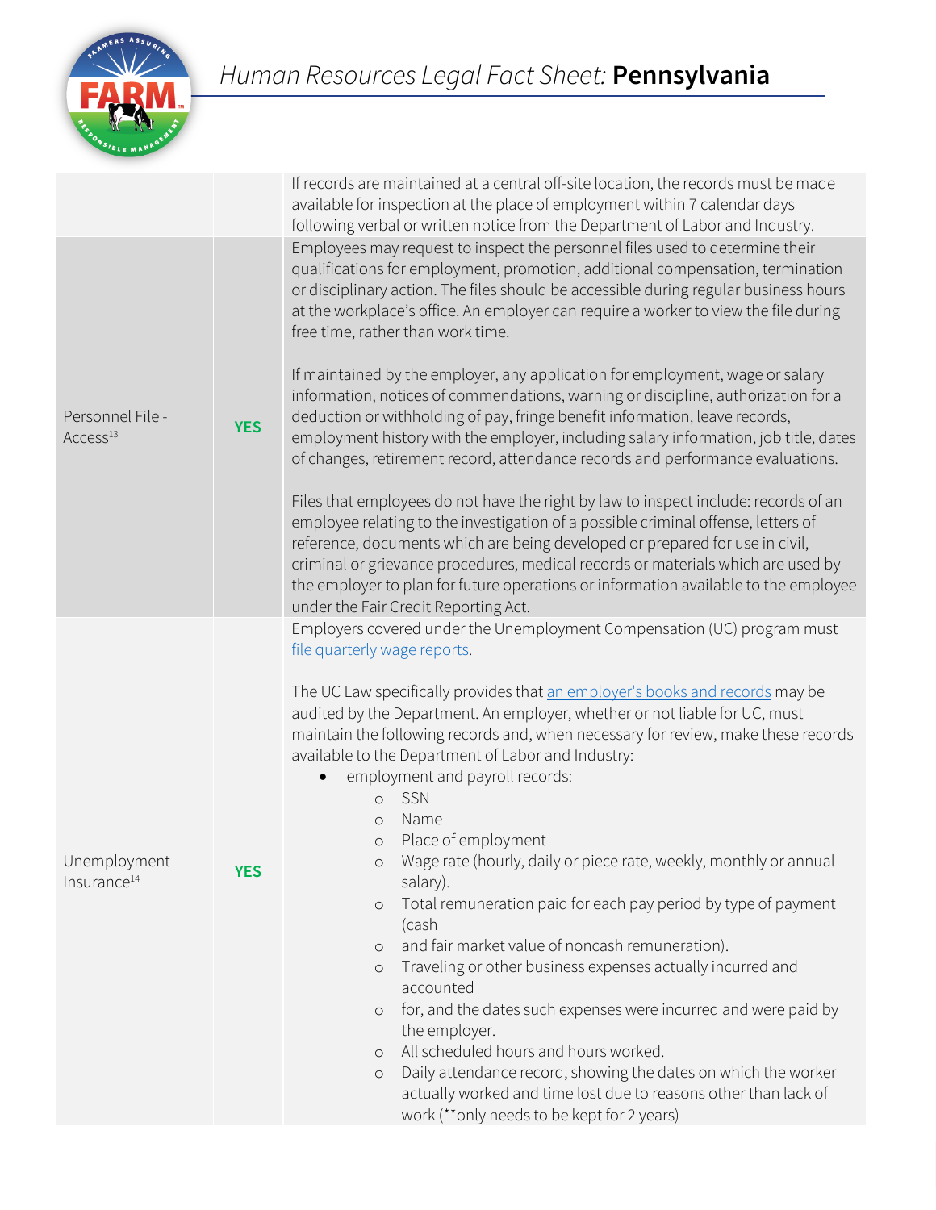| | | |
|---|---|---|
| | | If records are maintained at a central off-site location, the records must be made available for inspection at the place of employment within 7 calendar days following verbal or written notice from the Department of Labor and Industry. |
| Personnel File - Access[13] | **YES** | Employees may request to inspect the personnel files used to determine their qualifications for employment, promotion, additional compensation, termination or disciplinary action. The files should be accessible during regular business hours at the workplace's office. An employer can require a worker to view the file during free time, rather than work time.<br><br>If maintained by the employer, any application for employment, wage or salary information, notices of commendations, warning or discipline, authorization for a deduction or withholding of pay, fringe benefit information, leave records, employment history with the employer, including salary information, job title, dates of changes, retirement record, attendance records and performance evaluations.<br><br>Files that employees do not have the right by law to inspect include: records of an employee relating to the investigation of a possible criminal offense, letters of reference, documents which are being developed or prepared for use in civil, criminal or grievance procedures, medical records or materials which are used by the employer to plan for future operations or information available to the employee under the Fair Credit Reporting Act. |
| Unemployment Insurance[14] | **YES** | Employers covered under the Unemployment Compensation (UC) program must file quarterly wage reports.<br><br>The UC Law specifically provides that an employer's books and records may be audited by the Department. An employer, whether or not liable for UC, must maintain the following records and, when necessary for review, make these records available to the Department of Labor and Industry:<br>• employment and payroll records:<br>  ○ SSN<br>  ○ Name<br>  ○ Place of employment<br>  ○ Wage rate (hourly, daily or piece rate, weekly, monthly or annual salary).<br>  ○ Total remuneration paid for each pay period by type of payment (cash<br>  ○ and fair market value of noncash remuneration).<br>  ○ Traveling or other business expenses actually incurred and accounted<br>  ○ for, and the dates such expenses were incurred and were paid by the employer.<br>  ○ All scheduled hours and hours worked.<br>  ○ Daily attendance record, showing the dates on which the worker actually worked and time lost due to reasons other than lack of work (**only needs to be kept for 2 years) |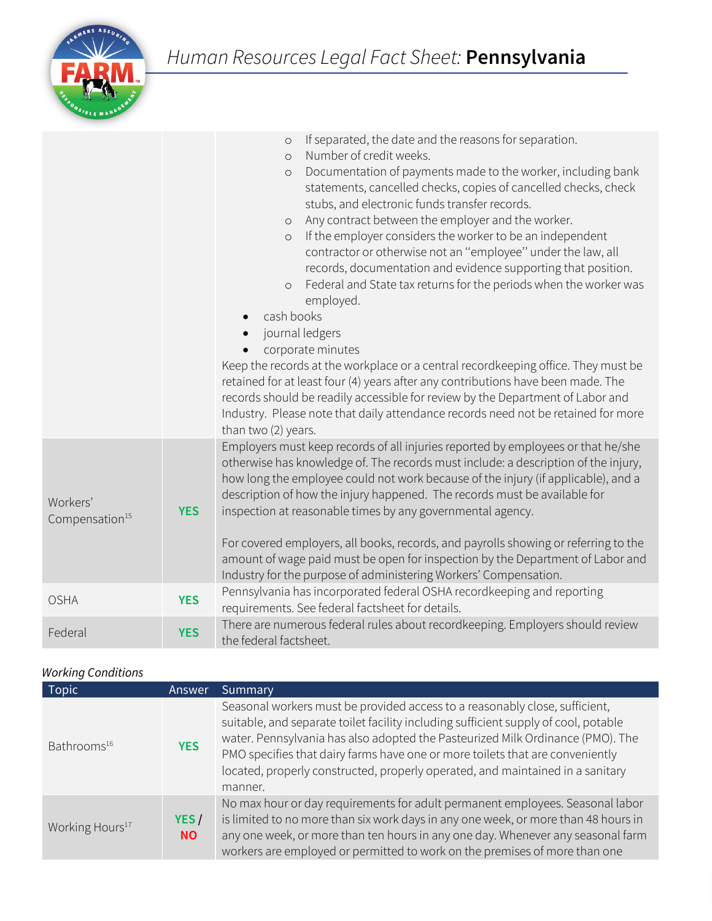| | | ◦ If separated, the date and the reasons for separation.<br>◦ Number of credit weeks.<br>◦ Documentation of payments made to the worker, including bank statements, cancelled checks, copies of cancelled checks, check stubs, and electronic funds transfer records.<br>◦ Any contract between the employer and the worker.<br>◦ If the employer considers the worker to be an independent contractor or otherwise not an "employee" under the law, all records, documentation and evidence supporting that position.<br>◦ Federal and State tax returns for the periods when the worker was employed.<br>• cash books<br>• journal ledgers<br>• corporate minutes<br>Keep the records at the workplace or a central recordkeeping office. They must be retained for at least four (4) years after any contributions have been made. The records should be readily accessible for review by the Department of Labor and Industry. Please note that daily attendance records need not be retained for more than two (2) years. |
|---|---|---|
| Workers' Compensation[15] | **YES** | Employers must keep records of all injuries reported by employees or that he/she otherwise has knowledge of. The records must include: a description of the injury, how long the employee could not work because of the injury (if applicable), and a description of how the injury happened. The records must be available for inspection at reasonable times by any governmental agency.<br><br>For covered employers, all books, records, and payrolls showing or referring to the amount of wage paid must be open for inspection by the Department of Labor and Industry for the purpose of administering Workers' Compensation. |
| OSHA | **YES** | Pennsylvania has incorporated federal OSHA recordkeeping and reporting requirements. See federal factsheet for details. |
| Federal | **YES** | There are numerous federal rules about recordkeeping. Employers should review the federal factsheet. |

*Working Conditions*

| Topic | Answer | Summary |
|---|---|---|
| Bathrooms[16] | **YES** | Seasonal workers must be provided access to a reasonably close, sufficient, suitable, and separate toilet facility including sufficient supply of cool, potable water. Pennsylvania has also adopted the Pasteurized Milk Ordinance (PMO). The PMO specifies that dairy farms have one or more toilets that are conveniently located, properly constructed, properly operated, and maintained in a sanitary manner. |
| Working Hours[17] | **YES / NO** | No max hour or day requirements for adult permanent employees. Seasonal labor is limited to no more than six work days in any one week, or more than 48 hours in any one week, or more than ten hours in any one day. Whenever any seasonal farm workers are employed or permitted to work on the premises of more than one |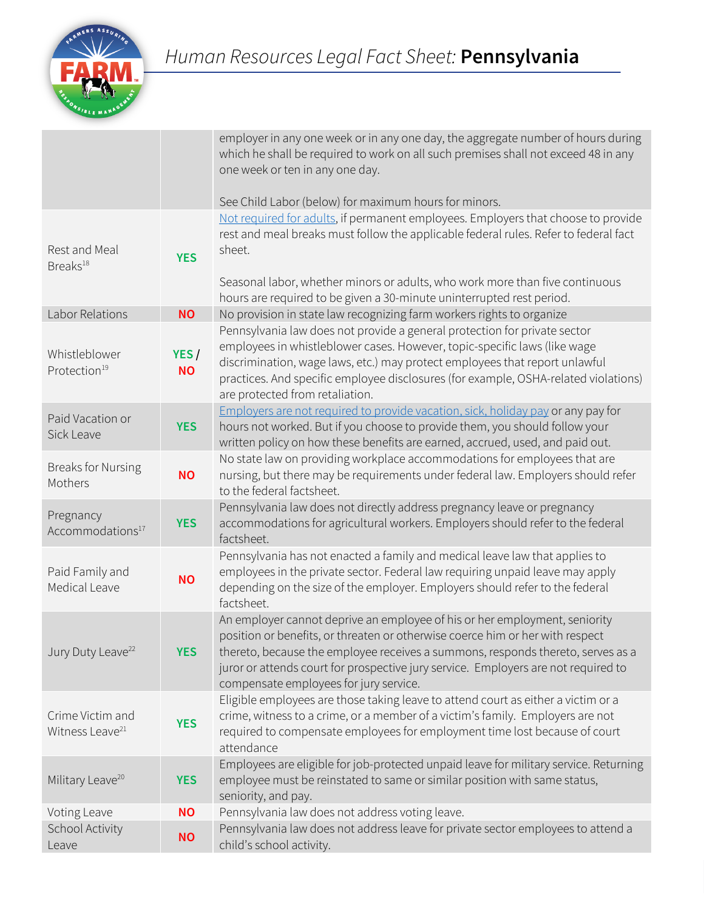# *Human Resources Legal Fact Sheet:* **Pennsylvania**

| | | |
|---|---|---|
| | | employer in any one week or in any one day, the aggregate number of hours during which he shall be required to work on all such premises shall not exceed 48 in any one week or ten in any one day.<br><br>See Child Labor (below) for maximum hours for minors. |
| Rest and Meal Breaks[18] | **YES** | [Not required for adults](), if permanent employees. Employers that choose to provide rest and meal breaks must follow the applicable federal rules. Refer to federal fact sheet.<br><br>Seasonal labor, whether minors or adults, who work more than five continuous hours are required to be given a 30-minute uninterrupted rest period. |
| Labor Relations | **NO** | No provision in state law recognizing farm workers rights to organize |
| Whistleblower Protection[19] | **YES / NO** | Pennsylvania law does not provide a general protection for private sector employees in whistleblower cases. However, topic-specific laws (like wage discrimination, wage laws, etc.) may protect employees that report unlawful practices. And specific employee disclosures (for example, OSHA-related violations) are protected from retaliation. |
| Paid Vacation or Sick Leave | **YES** | [Employers are not required to provide vacation, sick, holiday pay]() or any pay for hours not worked. But if you choose to provide them, you should follow your written policy on how these benefits are earned, accrued, used, and paid out. |
| Breaks for Nursing Mothers | **NO** | No state law on providing workplace accommodations for employees that are nursing, but there may be requirements under federal law. Employers should refer to the federal factsheet. |
| Pregnancy Accommodations[17] | **YES** | Pennsylvania law does not directly address pregnancy leave or pregnancy accommodations for agricultural workers. Employers should refer to the federal factsheet. |
| Paid Family and Medical Leave | **NO** | Pennsylvania has not enacted a family and medical leave law that applies to employees in the private sector. Federal law requiring unpaid leave may apply depending on the size of the employer. Employers should refer to the federal factsheet. |
| Jury Duty Leave[22] | **YES** | An employer cannot deprive an employee of his or her employment, seniority position or benefits, or threaten or otherwise coerce him or her with respect thereto, because the employee receives a summons, responds thereto, serves as a juror or attends court for prospective jury service. Employers are not required to compensate employees for jury service. |
| Crime Victim and Witness Leave[21] | **YES** | Eligible employees are those taking leave to attend court as either a victim or a crime, witness to a crime, or a member of a victim's family. Employers are not required to compensate employees for employment time lost because of court attendance |
| Military Leave[20] | **YES** | Employees are eligible for job-protected unpaid leave for military service. Returning employee must be reinstated to same or similar position with same status, seniority, and pay. |
| Voting Leave | **NO** | Pennsylvania law does not address voting leave. |
| School Activity Leave | **NO** | Pennsylvania law does not address leave for private sector employees to attend a child's school activity. |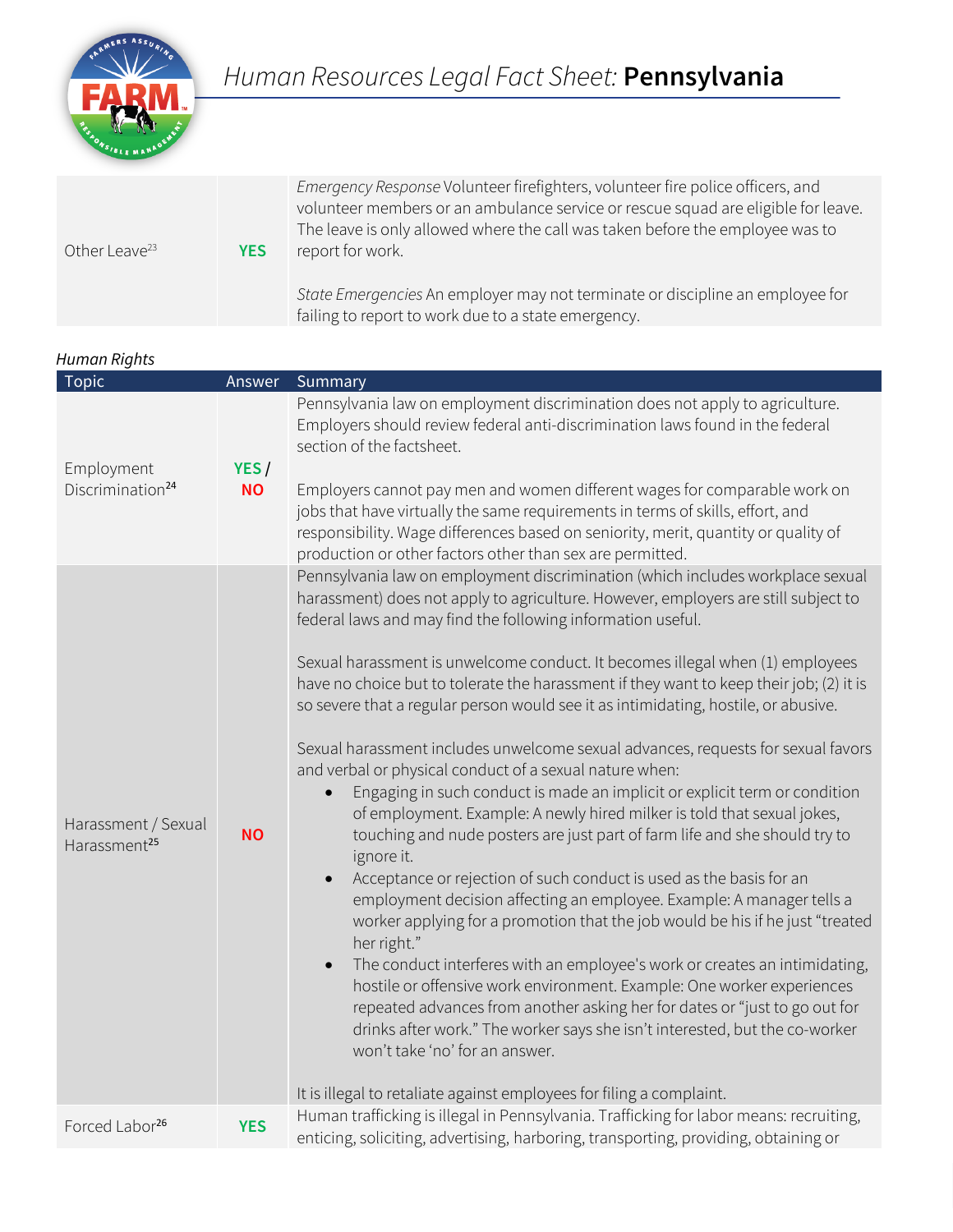| | | |
|---|---|---|
| Other Leave[23] | **YES** | *Emergency Response* Volunteer firefighters, volunteer fire police officers, and volunteer members or an ambulance service or rescue squad are eligible for leave. The leave is only allowed where the call was taken before the employee was to report for work.<br><br>*State Emergencies* An employer may not terminate or discipline an employee for failing to report to work due to a state emergency. |

*Human Rights*

| Topic | Answer | Summary |
|---|---|---|
| Employment Discrimination[24] | **YES / NO** | Pennsylvania law on employment discrimination does not apply to agriculture. Employers should review federal anti-discrimination laws found in the federal section of the factsheet.<br><br>Employers cannot pay men and women different wages for comparable work on jobs that have virtually the same requirements in terms of skills, effort, and responsibility. Wage differences based on seniority, merit, quantity or quality of production or other factors other than sex are permitted. |
| Harassment / Sexual Harassment[25] | **NO** | Pennsylvania law on employment discrimination (which includes workplace sexual harassment) does not apply to agriculture. However, employers are still subject to federal laws and may find the following information useful.<br><br>Sexual harassment is unwelcome conduct. It becomes illegal when (1) employees have no choice but to tolerate the harassment if they want to keep their job; (2) it is so severe that a regular person would see it as intimidating, hostile, or abusive.<br><br>Sexual harassment includes unwelcome sexual advances, requests for sexual favors and verbal or physical conduct of a sexual nature when:<br>• Engaging in such conduct is made an implicit or explicit term or condition of employment. Example: A newly hired milker is told that sexual jokes, touching and nude posters are just part of farm life and she should try to ignore it.<br>• Acceptance or rejection of such conduct is used as the basis for an employment decision affecting an employee. Example: A manager tells a worker applying for a promotion that the job would be his if he just "treated her right."<br>• The conduct interferes with an employee's work or creates an intimidating, hostile or offensive work environment. Example: One worker experiences repeated advances from another asking her for dates or "just to go out for drinks after work." The worker says she isn't interested, but the co-worker won't take 'no' for an answer.<br><br>It is illegal to retaliate against employees for filing a complaint. |
| Forced Labor[26] | **YES** | Human trafficking is illegal in Pennsylvania. Trafficking for labor means: recruiting, enticing, soliciting, advertising, harboring, transporting, providing, obtaining or |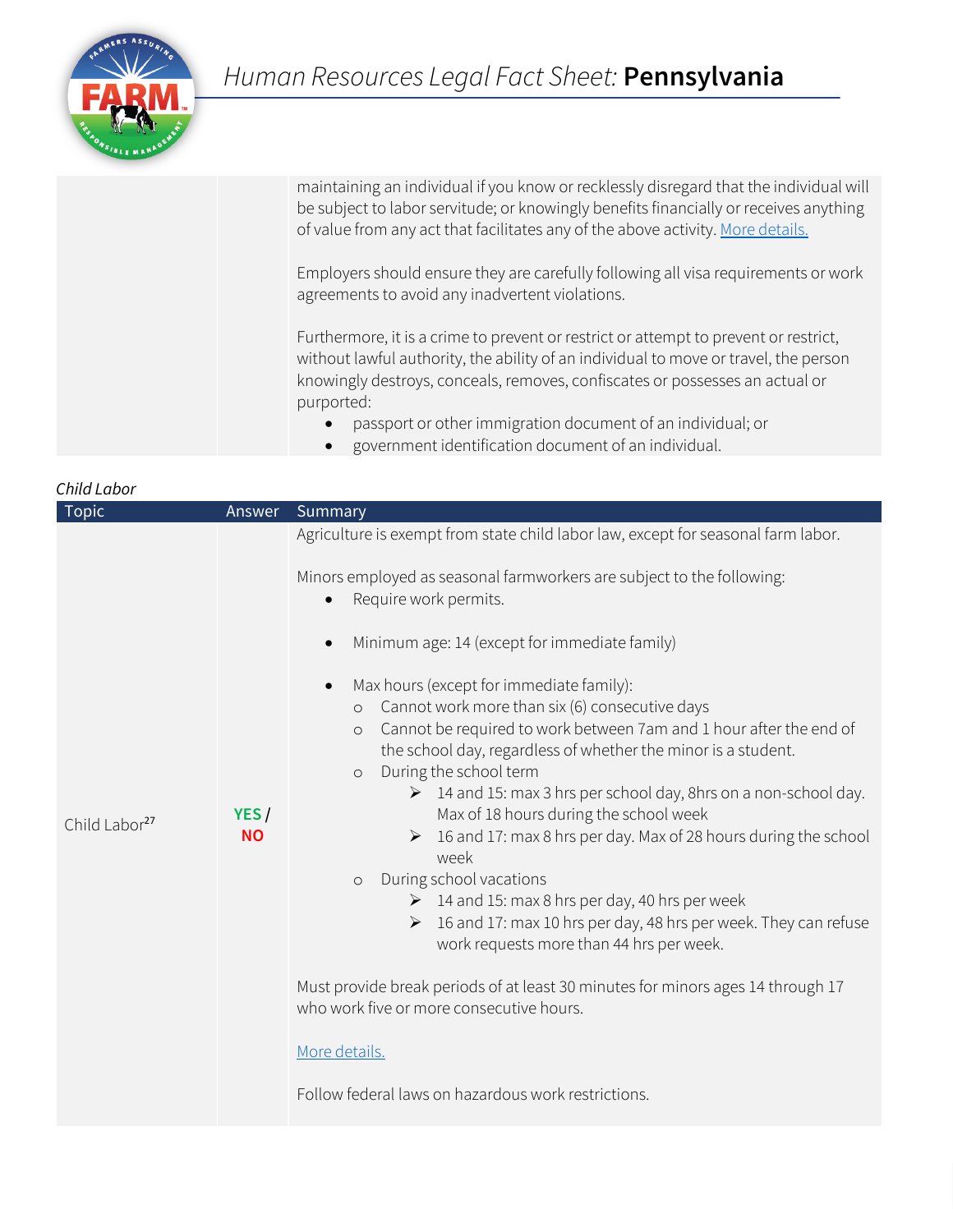| | | |
|---|---|---|
| | | maintaining an individual if you know or recklessly disregard that the individual will be subject to labor servitude; or knowingly benefits financially or receives anything of value from any act that facilitates any of the above activity. More details.<br><br>Employers should ensure they are carefully following all visa requirements or work agreements to avoid any inadvertent violations.<br><br>Furthermore, it is a crime to prevent or restrict or attempt to prevent or restrict, without lawful authority, the ability of an individual to move or travel, the person knowingly destroys, conceals, removes, confiscates or possesses an actual or purported:<br>• passport or other immigration document of an individual; or<br>• government identification document of an individual. |

*Child Labor*

| Topic | Answer | Summary |
|---|---|---|
| Child Labor[27] | **YES** / **NO** | Agriculture is exempt from state child labor law, except for seasonal farm labor.<br><br>Minors employed as seasonal farmworkers are subject to the following:<br>• Require work permits.<br>• Minimum age: 14 (except for immediate family)<br>• Max hours (except for immediate family):<br>  ○ Cannot work more than six (6) consecutive days<br>  ○ Cannot be required to work between 7am and 1 hour after the end of the school day, regardless of whether the minor is a student.<br>  ○ During the school term<br>    ➢ 14 and 15: max 3 hrs per school day, 8hrs on a non-school day. Max of 18 hours during the school week<br>    ➢ 16 and 17: max 8 hrs per day. Max of 28 hours during the school week<br>  ○ During school vacations<br>    ➢ 14 and 15: max 8 hrs per day, 40 hrs per week<br>    ➢ 16 and 17: max 10 hrs per day, 48 hrs per week. They can refuse work requests more than 44 hrs per week.<br><br>Must provide break periods of at least 30 minutes for minors ages 14 through 17 who work five or more consecutive hours.<br><br>More details.<br><br>Follow federal laws on hazardous work restrictions. |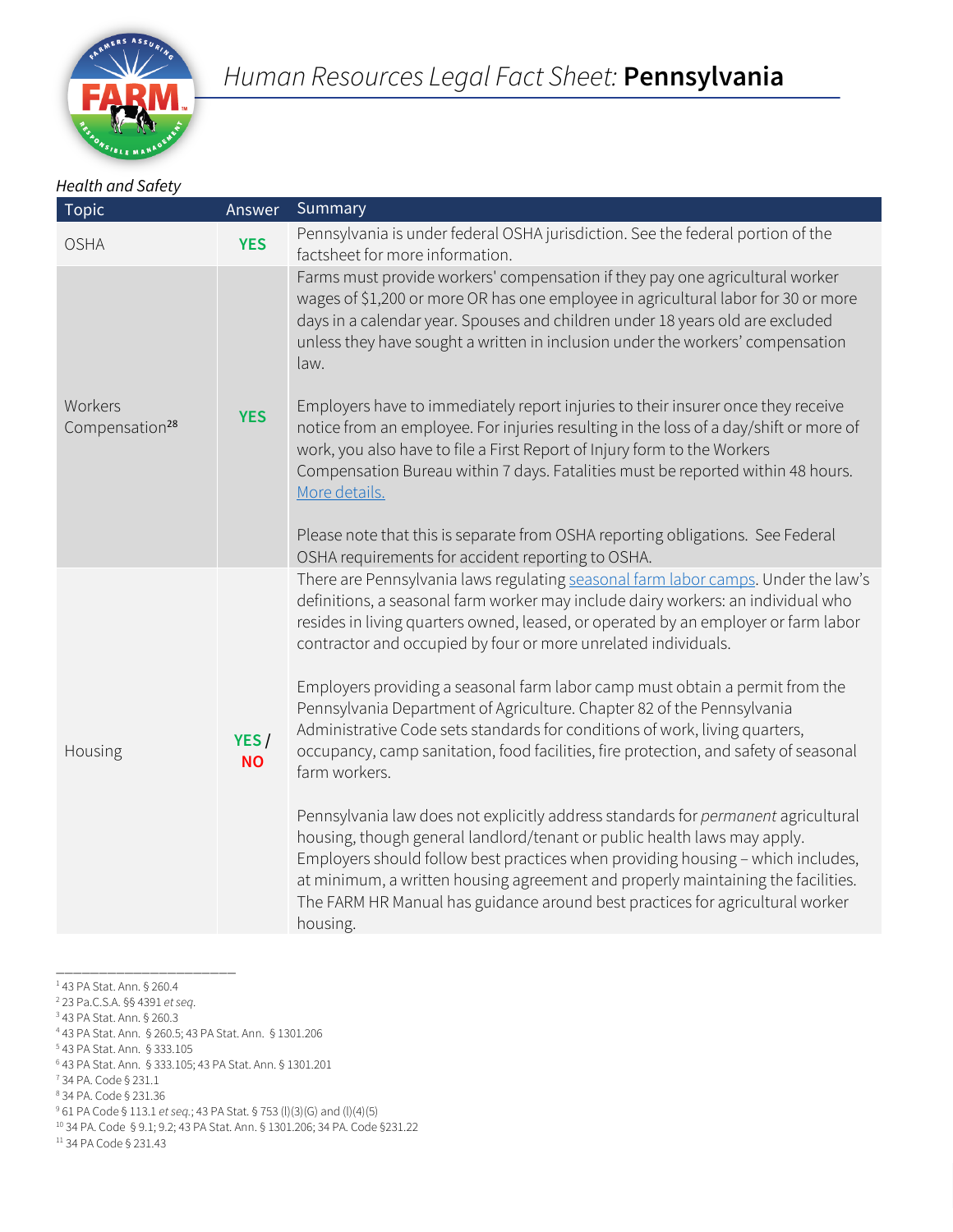# *Human Resources Legal Fact Sheet:* **Pennsylvania**

*Health and Safety*

| Topic | Answer | Summary |
|---|---|---|
| OSHA | **YES** | Pennsylvania is under federal OSHA jurisdiction. See the federal portion of the factsheet for more information. |
| Workers Compensation[28] | **YES** | Farms must provide workers' compensation if they pay one agricultural worker wages of $1,200 or more OR has one employee in agricultural labor for 30 or more days in a calendar year. Spouses and children under 18 years old are excluded unless they have sought a written in inclusion under the workers' compensation law.<br><br>Employers have to immediately report injuries to their insurer once they receive notice from an employee. For injuries resulting in the loss of a day/shift or more of work, you also have to file a First Report of Injury form to the Workers Compensation Bureau within 7 days. Fatalities must be reported within 48 hours. More details.<br><br>Please note that this is separate from OSHA reporting obligations. See Federal OSHA requirements for accident reporting to OSHA. |
| Housing | **YES / NO** | There are Pennsylvania laws regulating seasonal farm labor camps. Under the law's definitions, a seasonal farm worker may include dairy workers: an individual who resides in living quarters owned, leased, or operated by an employer or farm labor contractor and occupied by four or more unrelated individuals.<br><br>Employers providing a seasonal farm labor camp must obtain a permit from the Pennsylvania Department of Agriculture. Chapter 82 of the Pennsylvania Administrative Code sets standards for conditions of work, living quarters, occupancy, camp sanitation, food facilities, fire protection, and safety of seasonal farm workers.<br><br>Pennsylvania law does not explicitly address standards for *permanent* agricultural housing, though general landlord/tenant or public health laws may apply. Employers should follow best practices when providing housing – which includes, at minimum, a written housing agreement and properly maintaining the facilities. The FARM HR Manual has guidance around best practices for agricultural worker housing. |

---

[1] 43 PA Stat. Ann. § 260.4
[2] 23 Pa.C.S.A. §§ 4391 *et seq.*
[3] 43 PA Stat. Ann. § 260.3
[4] 43 PA Stat. Ann. § 260.5; 43 PA Stat. Ann. § 1301.206
[5] 43 PA Stat. Ann. § 333.105
[6] 43 PA Stat. Ann. § 333.105; 43 PA Stat. Ann. § 1301.201
[7] 34 PA. Code § 231.1
[8] 34 PA. Code § 231.36
[9] 61 PA Code § 113.1 *et seq.*; 43 PA Stat. § 753 (l)(3)(G) and (l)(4)(5)
[10] 34 PA. Code § 9.1; 9.2; 43 PA Stat. Ann. § 1301.206; 34 PA. Code §231.22
[11] 34 PA Code § 231.43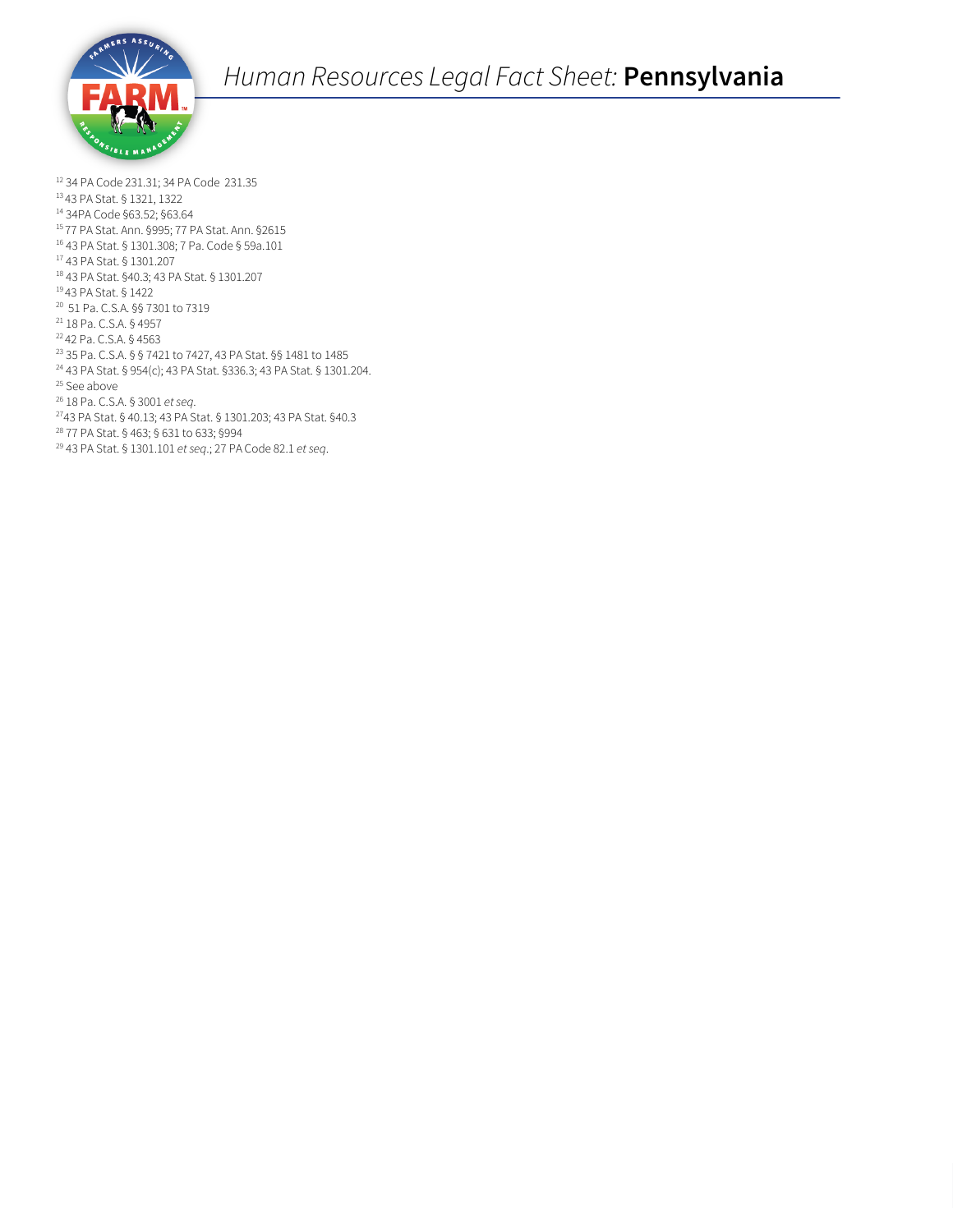[12] 34 PA Code 231.31; 34 PA Code 231.35
[13] 43 PA Stat. § 1321, 1322
[14] 34PA Code §63.52; §63.64
[15] 77 PA Stat. Ann. §995; 77 PA Stat. Ann. §2615
[16] 43 PA Stat. § 1301.308; 7 Pa. Code § 59a.101
[17] 43 PA Stat. § 1301.207
[18] 43 PA Stat. §40.3; 43 PA Stat. § 1301.207
[19] 43 PA Stat. § 1422
[20] 51 Pa. C.S.A. §§ 7301 to 7319
[21] 18 Pa. C.S.A. § 4957
[22] 42 Pa. C.S.A. § 4563
[23] 35 Pa. C.S.A. § § 7421 to 7427, 43 PA Stat. §§ 1481 to 1485
[24] 43 PA Stat. § 954(c); 43 PA Stat. §336.3; 43 PA Stat. § 1301.204.
[25] See above
[26] 18 Pa. C.S.A. § 3001 *et seq.*
[27] 43 PA Stat. § 40.13; 43 PA Stat. § 1301.203; 43 PA Stat. §40.3
[28] 77 PA Stat. § 463; § 631 to 633; §994
[29] 43 PA Stat. § 1301.101 *et seq.*; 27 PA Code 82.1 *et seq*.